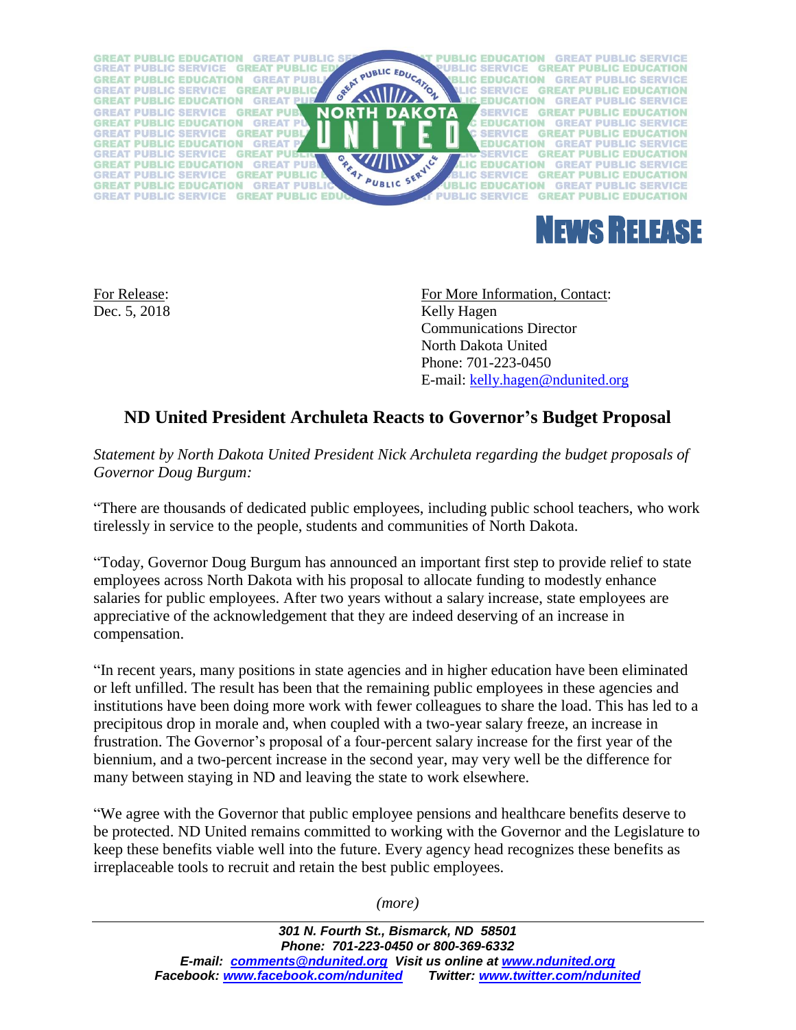**NEWS RELEASE**

For Release:
Dec. 5, 2018

For More Information, Contact:
Kelly Hagen
Communications Director
North Dakota United
Phone: 701-223-0450
E-mail: kelly.hagen@ndunited.org

## ND United President Archuleta Reacts to Governor's Budget Proposal

*Statement by North Dakota United President Nick Archuleta regarding the budget proposals of Governor Doug Burgum:*

"There are thousands of dedicated public employees, including public school teachers, who work tirelessly in service to the people, students and communities of North Dakota.

"Today, Governor Doug Burgum has announced an important first step to provide relief to state employees across North Dakota with his proposal to allocate funding to modestly enhance salaries for public employees. After two years without a salary increase, state employees are appreciative of the acknowledgement that they are indeed deserving of an increase in compensation.

"In recent years, many positions in state agencies and in higher education have been eliminated or left unfilled. The result has been that the remaining public employees in these agencies and institutions have been doing more work with fewer colleagues to share the load. This has led to a precipitous drop in morale and, when coupled with a two-year salary freeze, an increase in frustration. The Governor's proposal of a four-percent salary increase for the first year of the biennium, and a two-percent increase in the second year, may very well be the difference for many between staying in ND and leaving the state to work elsewhere.

"We agree with the Governor that public employee pensions and healthcare benefits deserve to be protected. ND United remains committed to working with the Governor and the Legislature to keep these benefits viable well into the future. Every agency head recognizes these benefits as irreplaceable tools to recruit and retain the best public employees.

*(more)*

***301 N. Fourth St., Bismarck, ND 58501***
***Phone: 701-223-0450 or 800-369-6332***
***E-mail: comments@ndunited.org Visit us online at www.ndunited.org***
***Facebook: www.facebook.com/ndunited Twitter: www.twitter.com/ndunited***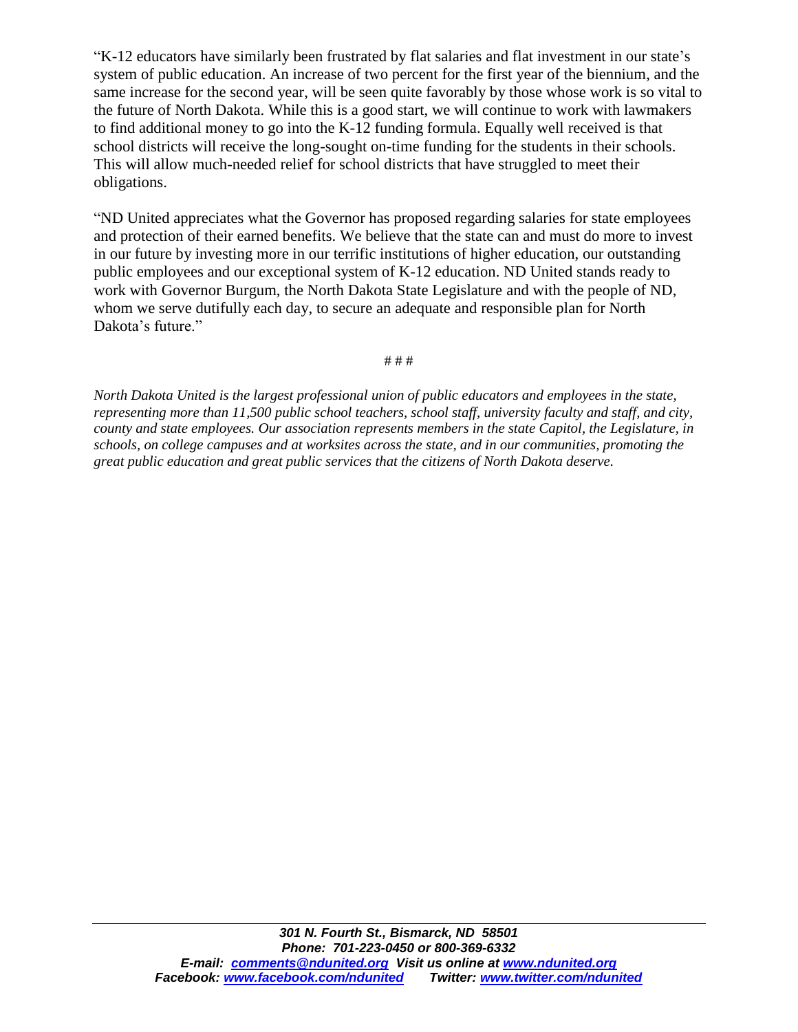"K-12 educators have similarly been frustrated by flat salaries and flat investment in our state's system of public education. An increase of two percent for the first year of the biennium, and the same increase for the second year, will be seen quite favorably by those whose work is so vital to the future of North Dakota. While this is a good start, we will continue to work with lawmakers to find additional money to go into the K-12 funding formula. Equally well received is that school districts will receive the long-sought on-time funding for the students in their schools. This will allow much-needed relief for school districts that have struggled to meet their obligations.

"ND United appreciates what the Governor has proposed regarding salaries for state employees and protection of their earned benefits. We believe that the state can and must do more to invest in our future by investing more in our terrific institutions of higher education, our outstanding public employees and our exceptional system of K-12 education. ND United stands ready to work with Governor Burgum, the North Dakota State Legislature and with the people of ND, whom we serve dutifully each day, to secure an adequate and responsible plan for North Dakota's future."

# # #

*North Dakota United is the largest professional union of public educators and employees in the state, representing more than 11,500 public school teachers, school staff, university faculty and staff, and city, county and state employees. Our association represents members in the state Capitol, the Legislature, in schools, on college campuses and at worksites across the state, and in our communities, promoting the great public education and great public services that the citizens of North Dakota deserve.*

***301 N. Fourth St., Bismarck, ND 58501***
***Phone: 701-223-0450 or 800-369-6332***
***E-mail: comments@ndunited.org Visit us online at www.ndunited.org***
***Facebook: www.facebook.com/ndunited Twitter: www.twitter.com/ndunited***